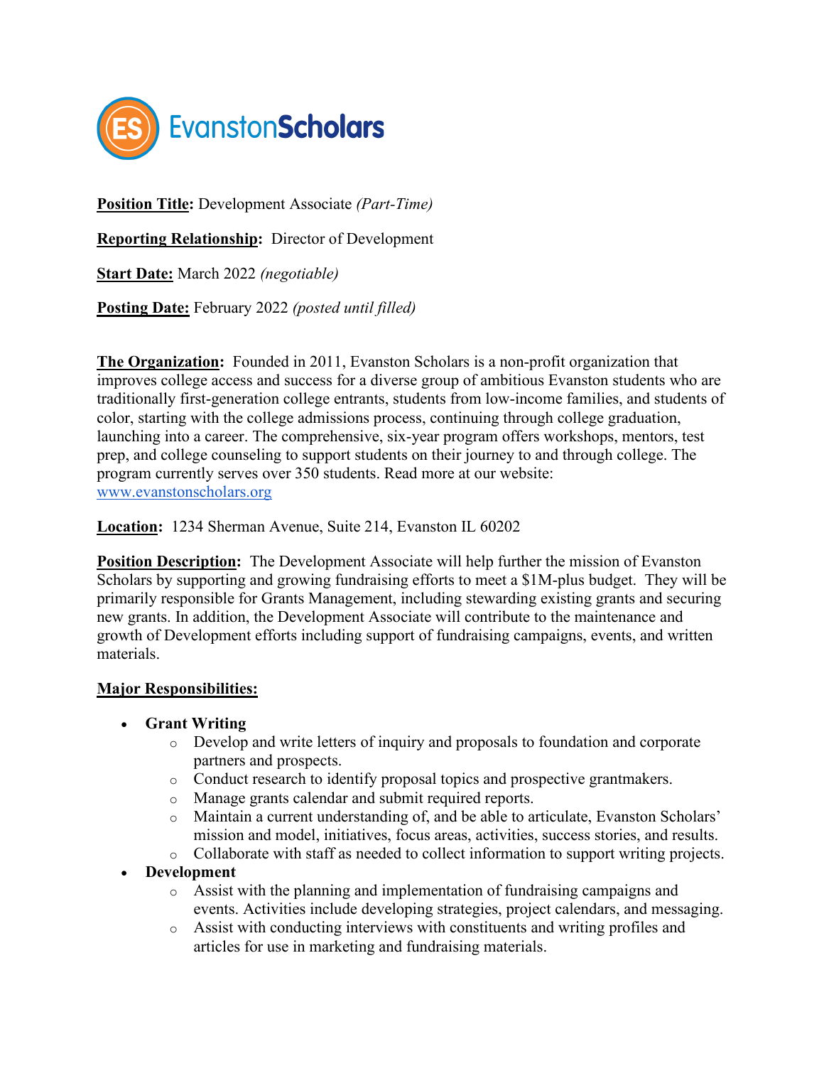**EvanstonScholars**

**Position Title:** Development Associate *(Part-Time)*

**Reporting Relationship:** Director of Development

**Start Date:** March 2022 *(negotiable)*

**Posting Date:** February 2022 *(posted until filled)*

**The Organization:** Founded in 2011, Evanston Scholars is a non-profit organization that improves college access and success for a diverse group of ambitious Evanston students who are traditionally first-generation college entrants, students from low-income families, and students of color, starting with the college admissions process, continuing through college graduation, launching into a career. The comprehensive, six-year program offers workshops, mentors, test prep, and college counseling to support students on their journey to and through college. The program currently serves over 350 students. Read more at our website: [www.evanstonscholars.org](http://www.evanstonscholars.org)

**Location:** 1234 Sherman Avenue, Suite 214, Evanston IL 60202

**Position Description:** The Development Associate will help further the mission of Evanston Scholars by supporting and growing fundraising efforts to meet a $1M-plus budget. They will be primarily responsible for Grants Management, including stewarding existing grants and securing new grants. In addition, the Development Associate will contribute to the maintenance and growth of Development efforts including support of fundraising campaigns, events, and written materials.

**Major Responsibilities:**

- **Grant Writing**
  - Develop and write letters of inquiry and proposals to foundation and corporate partners and prospects.
  - Conduct research to identify proposal topics and prospective grantmakers.
  - Manage grants calendar and submit required reports.
  - Maintain a current understanding of, and be able to articulate, Evanston Scholars' mission and model, initiatives, focus areas, activities, success stories, and results.
  - Collaborate with staff as needed to collect information to support writing projects.
- **Development**
  - Assist with the planning and implementation of fundraising campaigns and events. Activities include developing strategies, project calendars, and messaging.
  - Assist with conducting interviews with constituents and writing profiles and articles for use in marketing and fundraising materials.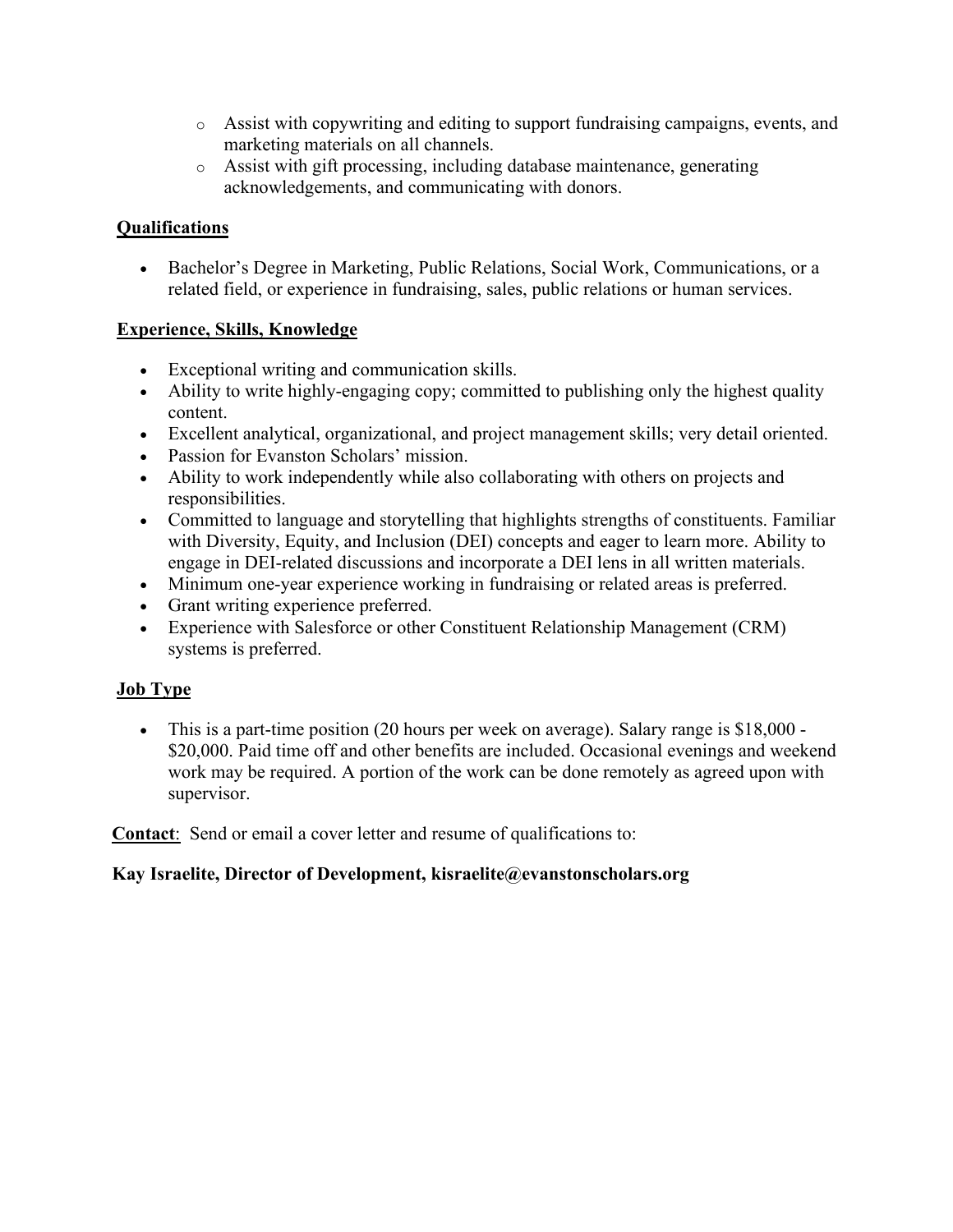- Assist with copywriting and editing to support fundraising campaigns, events, and marketing materials on all channels.
    - Assist with gift processing, including database maintenance, generating acknowledgements, and communicating with donors.

**Qualifications**

- Bachelor's Degree in Marketing, Public Relations, Social Work, Communications, or a related field, or experience in fundraising, sales, public relations or human services.

**Experience, Skills, Knowledge**

- Exceptional writing and communication skills.
- Ability to write highly-engaging copy; committed to publishing only the highest quality content.
- Excellent analytical, organizational, and project management skills; very detail oriented.
- Passion for Evanston Scholars' mission.
- Ability to work independently while also collaborating with others on projects and responsibilities.
- Committed to language and storytelling that highlights strengths of constituents. Familiar with Diversity, Equity, and Inclusion (DEI) concepts and eager to learn more. Ability to engage in DEI-related discussions and incorporate a DEI lens in all written materials.
- Minimum one-year experience working in fundraising or related areas is preferred.
- Grant writing experience preferred.
- Experience with Salesforce or other Constituent Relationship Management (CRM) systems is preferred.

**Job Type**

- This is a part-time position (20 hours per week on average). Salary range is $18,000 - $20,000. Paid time off and other benefits are included. Occasional evenings and weekend work may be required. A portion of the work can be done remotely as agreed upon with supervisor.

**Contact**: Send or email a cover letter and resume of qualifications to:

**Kay Israelite, Director of Development, kisraelite@evanstonscholars.org**